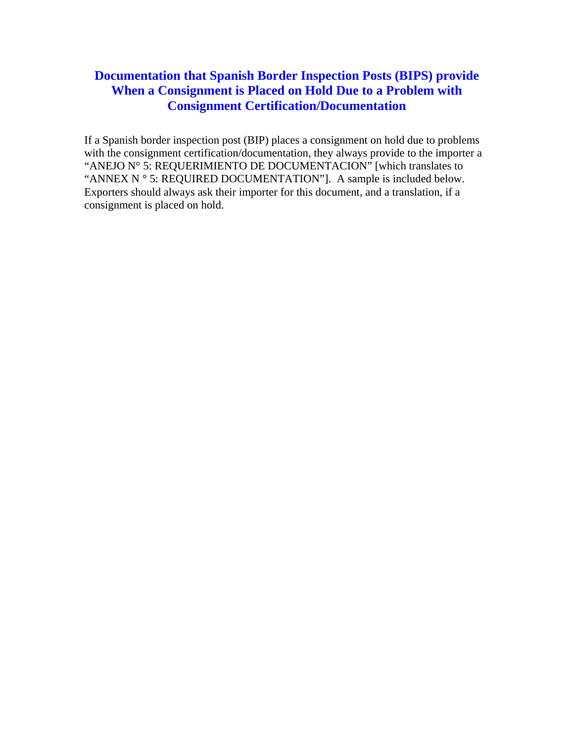# Documentation that Spanish Border Inspection Posts (BIPS) provide When a Consignment is Placed on Hold Due to a Problem with Consignment Certification/Documentation

If a Spanish border inspection post (BIP) places a consignment on hold due to problems with the consignment certification/documentation, they always provide to the importer a "ANEJO N° 5: REQUERIMIENTO DE DOCUMENTACION" [which translates to "ANNEX N ° 5: REQUIRED DOCUMENTATION"]. A sample is included below. Exporters should always ask their importer for this document, and a translation, if a consignment is placed on hold.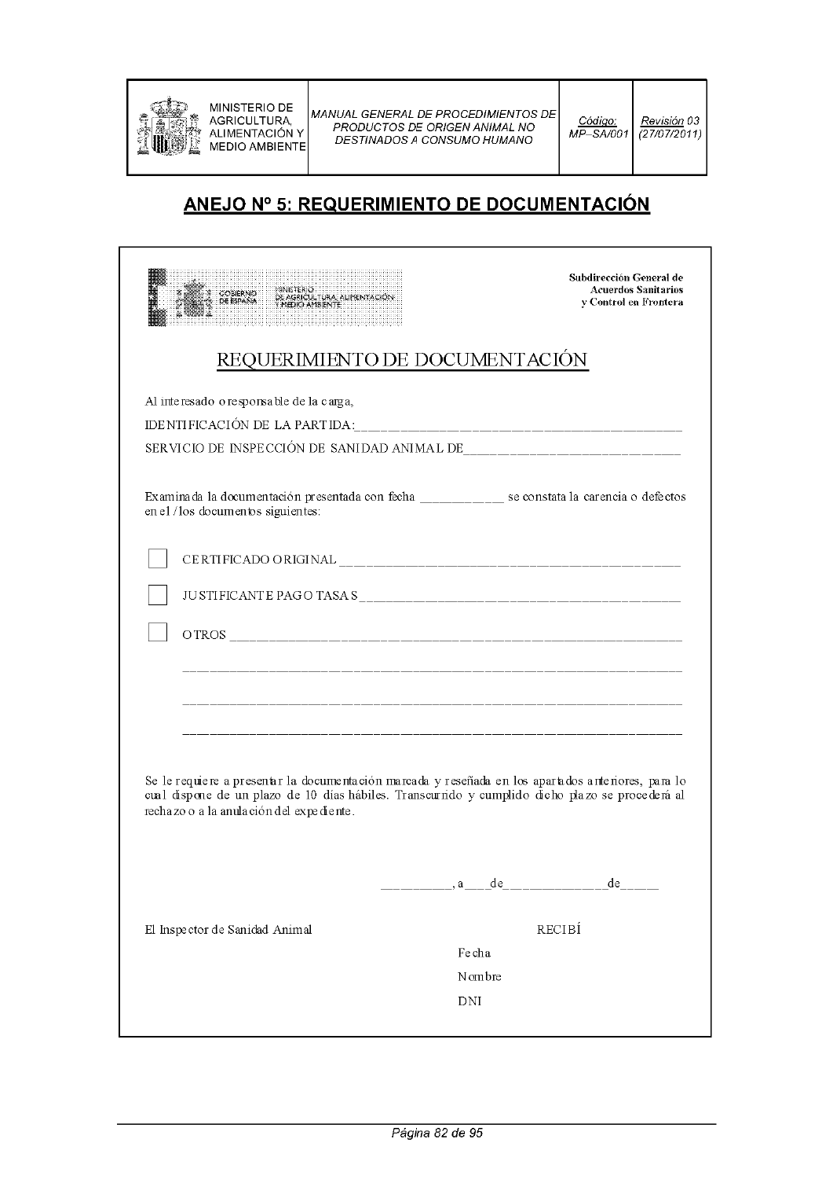# ANEJO Nº 5: REQUERIMIENTO DE DOCUMENTACIÓN

**Subdirección General de Acuerdos Sanitarios y Control en Frontera**

## REQUERIMIENTO DE DOCUMENTACIÓN

Al interesado o responsable de la carga,

IDENTIFICACIÓN DE LA PARTIDA:_______________________________________________

SERVICIO DE INSPECCIÓN DE SANIDAD ANIMAL DE_____________________________

Examinada la documentación presentada con fecha ___________ se constata la carencia o defectos en el /los documentos siguientes:

☐ CERTIFICADO ORIGINAL _______________________________________________

☐ JUSTIFICANTE PAGO TASAS ____________________________________________

☐ OTROS _____________________________________________________________

_____________________________________________________________________

_____________________________________________________________________

_____________________________________________________________________

Se le requiere a presentar la documentación marcada y reseñada en los apartados anteriores, para lo cual dispone de un plazo de 10 días hábiles. Transcurrido y cumplido dicho plazo se procederá al rechazo o a la anulación del expediente.

__________, a ___de_______________de_____

El Inspector de Sanidad Animal

RECIBÍ

Fecha

Nombre

DNI